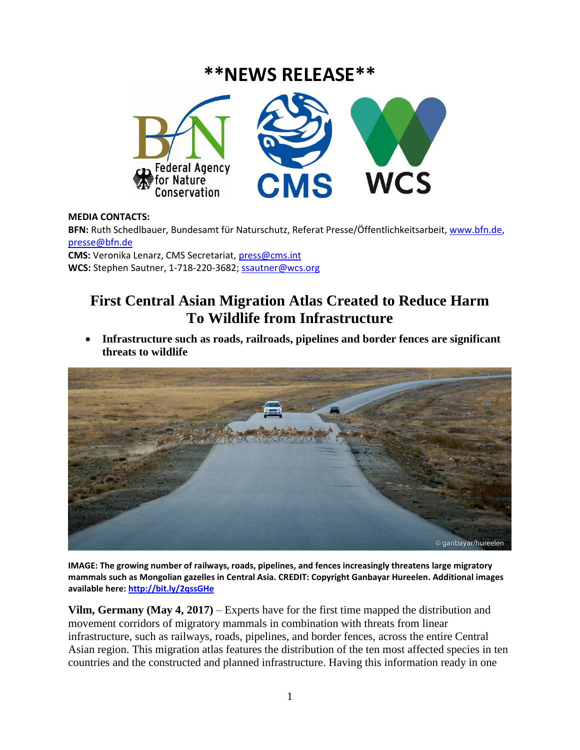# **NEWS RELEASE**

**MEDIA CONTACTS:**
**BFN:** Ruth Schedlbauer, Bundesamt für Naturschutz, Referat Presse/Öffentlichkeitsarbeit, www.bfn.de, presse@bfn.de
**CMS:** Veronika Lenarz, CMS Secretariat, press@cms.int
**WCS:** Stephen Sautner, 1-718-220-3682; ssautner@wcs.org

## First Central Asian Migration Atlas Created to Reduce Harm To Wildlife from Infrastructure

- **Infrastructure such as roads, railroads, pipelines and border fences are significant threats to wildlife**

**IMAGE: The growing number of railways, roads, pipelines, and fences increasingly threatens large migratory mammals such as Mongolian gazelles in Central Asia. CREDIT: Copyright Ganbayar Hureelen. Additional images available here: http://bit.ly/2qssGHe**

**Vilm, Germany (May 4, 2017)** – Experts have for the first time mapped the distribution and movement corridors of migratory mammals in combination with threats from linear infrastructure, such as railways, roads, pipelines, and border fences, across the entire Central Asian region. This migration atlas features the distribution of the ten most affected species in ten countries and the constructed and planned infrastructure. Having this information ready in one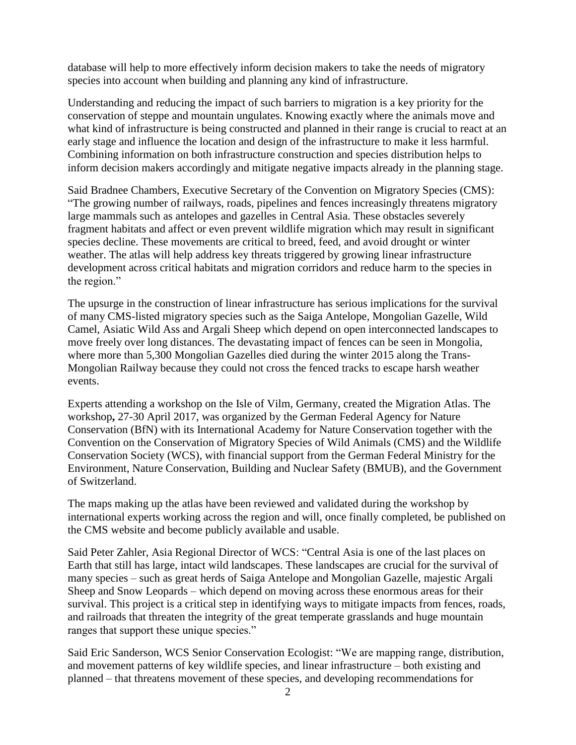database will help to more effectively inform decision makers to take the needs of migratory species into account when building and planning any kind of infrastructure.

Understanding and reducing the impact of such barriers to migration is a key priority for the conservation of steppe and mountain ungulates. Knowing exactly where the animals move and what kind of infrastructure is being constructed and planned in their range is crucial to react at an early stage and influence the location and design of the infrastructure to make it less harmful. Combining information on both infrastructure construction and species distribution helps to inform decision makers accordingly and mitigate negative impacts already in the planning stage.

Said Bradnee Chambers, Executive Secretary of the Convention on Migratory Species (CMS): "The growing number of railways, roads, pipelines and fences increasingly threatens migratory large mammals such as antelopes and gazelles in Central Asia. These obstacles severely fragment habitats and affect or even prevent wildlife migration which may result in significant species decline. These movements are critical to breed, feed, and avoid drought or winter weather. The atlas will help address key threats triggered by growing linear infrastructure development across critical habitats and migration corridors and reduce harm to the species in the region."

The upsurge in the construction of linear infrastructure has serious implications for the survival of many CMS-listed migratory species such as the Saiga Antelope, Mongolian Gazelle, Wild Camel, Asiatic Wild Ass and Argali Sheep which depend on open interconnected landscapes to move freely over long distances. The devastating impact of fences can be seen in Mongolia, where more than 5,300 Mongolian Gazelles died during the winter 2015 along the Trans-Mongolian Railway because they could not cross the fenced tracks to escape harsh weather events.

Experts attending a workshop on the Isle of Vilm, Germany, created the Migration Atlas. The workshop**,** 27-30 April 2017, was organized by the German Federal Agency for Nature Conservation (BfN) with its International Academy for Nature Conservation together with the Convention on the Conservation of Migratory Species of Wild Animals (CMS) and the Wildlife Conservation Society (WCS), with financial support from the German Federal Ministry for the Environment, Nature Conservation, Building and Nuclear Safety (BMUB), and the Government of Switzerland.

The maps making up the atlas have been reviewed and validated during the workshop by international experts working across the region and will, once finally completed, be published on the CMS website and become publicly available and usable.

Said Peter Zahler, Asia Regional Director of WCS: "Central Asia is one of the last places on Earth that still has large, intact wild landscapes. These landscapes are crucial for the survival of many species – such as great herds of Saiga Antelope and Mongolian Gazelle, majestic Argali Sheep and Snow Leopards – which depend on moving across these enormous areas for their survival. This project is a critical step in identifying ways to mitigate impacts from fences, roads, and railroads that threaten the integrity of the great temperate grasslands and huge mountain ranges that support these unique species."

Said Eric Sanderson, WCS Senior Conservation Ecologist: "We are mapping range, distribution, and movement patterns of key wildlife species, and linear infrastructure – both existing and planned – that threatens movement of these species, and developing recommendations for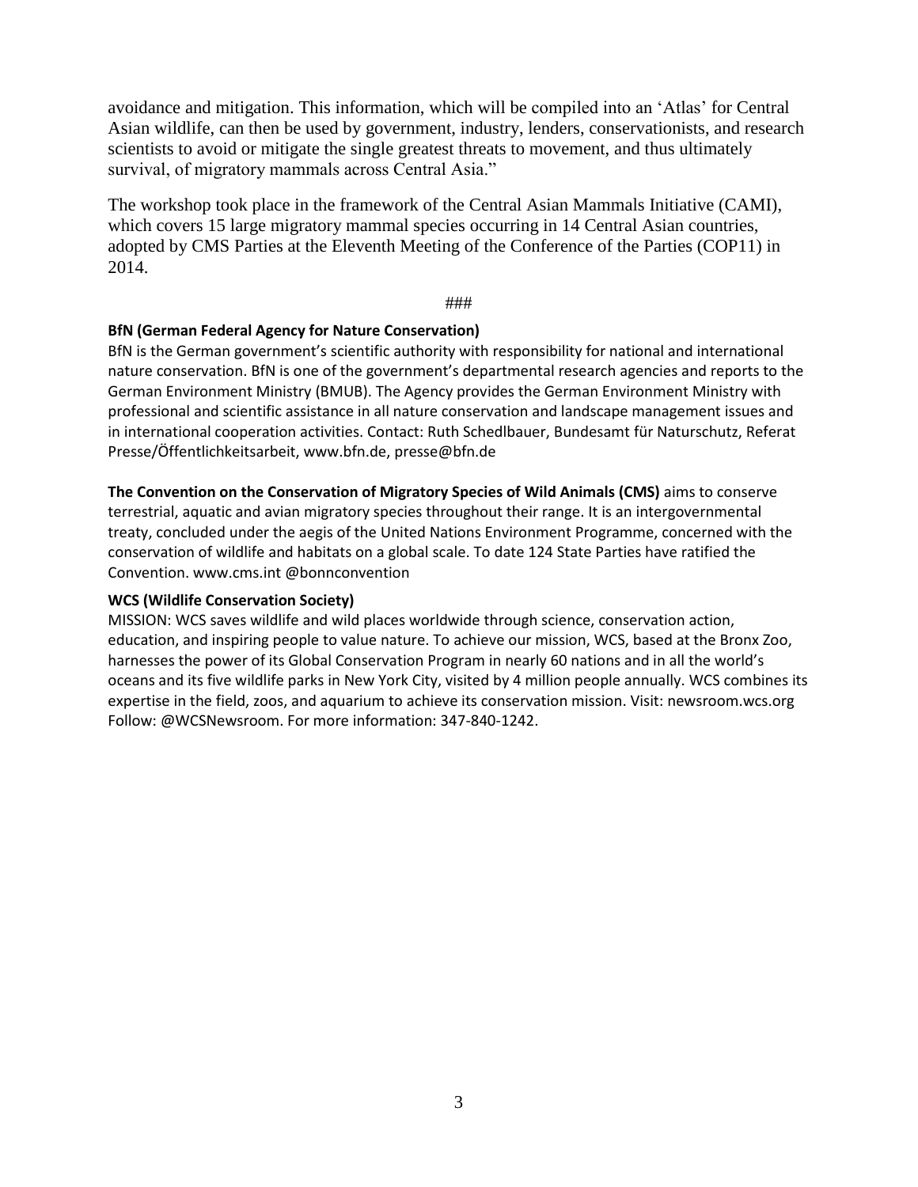avoidance and mitigation. This information, which will be compiled into an 'Atlas' for Central Asian wildlife, can then be used by government, industry, lenders, conservationists, and research scientists to avoid or mitigate the single greatest threats to movement, and thus ultimately survival, of migratory mammals across Central Asia."

The workshop took place in the framework of the Central Asian Mammals Initiative (CAMI), which covers 15 large migratory mammal species occurring in 14 Central Asian countries, adopted by CMS Parties at the Eleventh Meeting of the Conference of the Parties (COP11) in 2014.

###

**BfN (German Federal Agency for Nature Conservation)**
BfN is the German government's scientific authority with responsibility for national and international nature conservation. BfN is one of the government's departmental research agencies and reports to the German Environment Ministry (BMUB). The Agency provides the German Environment Ministry with professional and scientific assistance in all nature conservation and landscape management issues and in international cooperation activities. Contact: Ruth Schedlbauer, Bundesamt für Naturschutz, Referat Presse/Öffentlichkeitsarbeit, www.bfn.de, presse@bfn.de

**The Convention on the Conservation of Migratory Species of Wild Animals (CMS)** aims to conserve terrestrial, aquatic and avian migratory species throughout their range. It is an intergovernmental treaty, concluded under the aegis of the United Nations Environment Programme, concerned with the conservation of wildlife and habitats on a global scale. To date 124 State Parties have ratified the Convention. www.cms.int @bonnconvention

**WCS (Wildlife Conservation Society)**
MISSION: WCS saves wildlife and wild places worldwide through science, conservation action, education, and inspiring people to value nature. To achieve our mission, WCS, based at the Bronx Zoo, harnesses the power of its Global Conservation Program in nearly 60 nations and in all the world's oceans and its five wildlife parks in New York City, visited by 4 million people annually. WCS combines its expertise in the field, zoos, and aquarium to achieve its conservation mission. Visit: newsroom.wcs.org Follow: @WCSNewsroom. For more information: 347-840-1242.